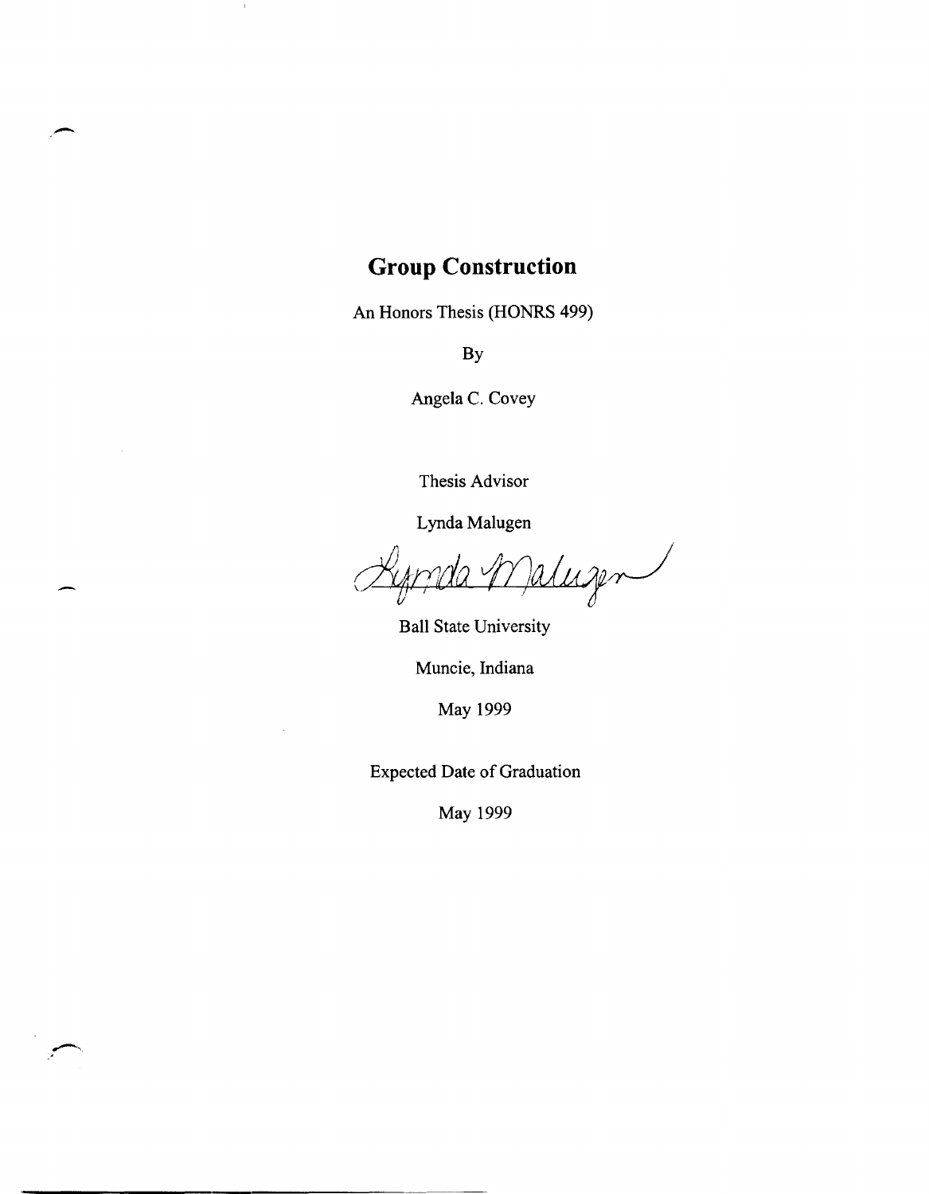# Group Construction

An Honors Thesis (HONRS 499)

By

Angela C. Covey

Thesis Advisor

Lynda Malugen

Lynda Malugen

Ball State University

Muncie, Indiana

May 1999

Expected Date of Graduation

May 1999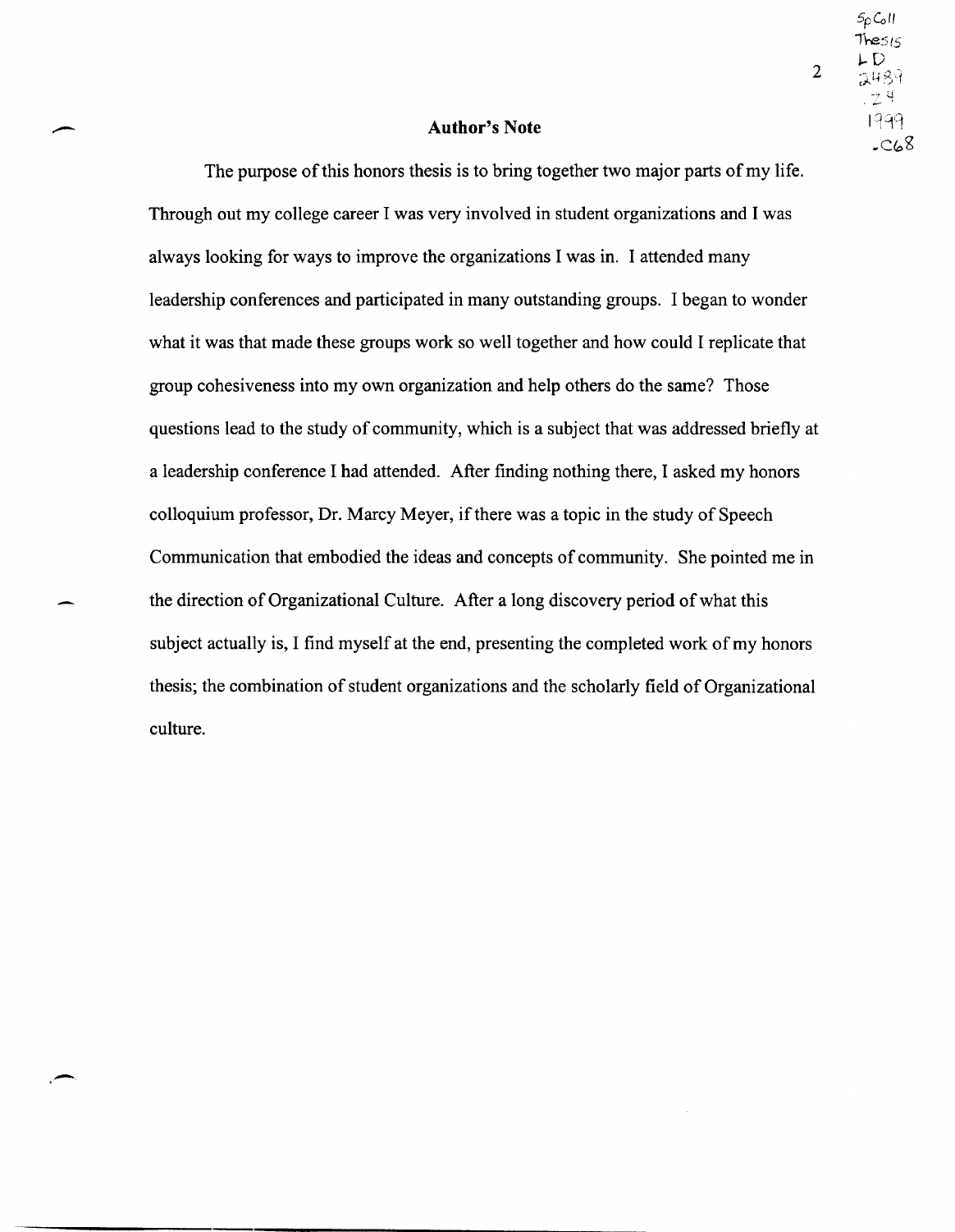## Author's Note

The purpose of this honors thesis is to bring together two major parts of my life. Through out my college career I was very involved in student organizations and I was always looking for ways to improve the organizations I was in. I attended many leadership conferences and participated in many outstanding groups. I began to wonder what it was that made these groups work so well together and how could I replicate that group cohesiveness into my own organization and help others do the same? Those questions lead to the study of community, which is a subject that was addressed briefly at a leadership conference I had attended. After finding nothing there, I asked my honors colloquium professor, Dr. Marcy Meyer, if there was a topic in the study of Speech Communication that embodied the ideas and concepts of community. She pointed me in the direction of Organizational Culture. After a long discovery period of what this subject actually is, I find myself at the end, presenting the completed work of my honors thesis; the combination of student organizations and the scholarly field of Organizational culture.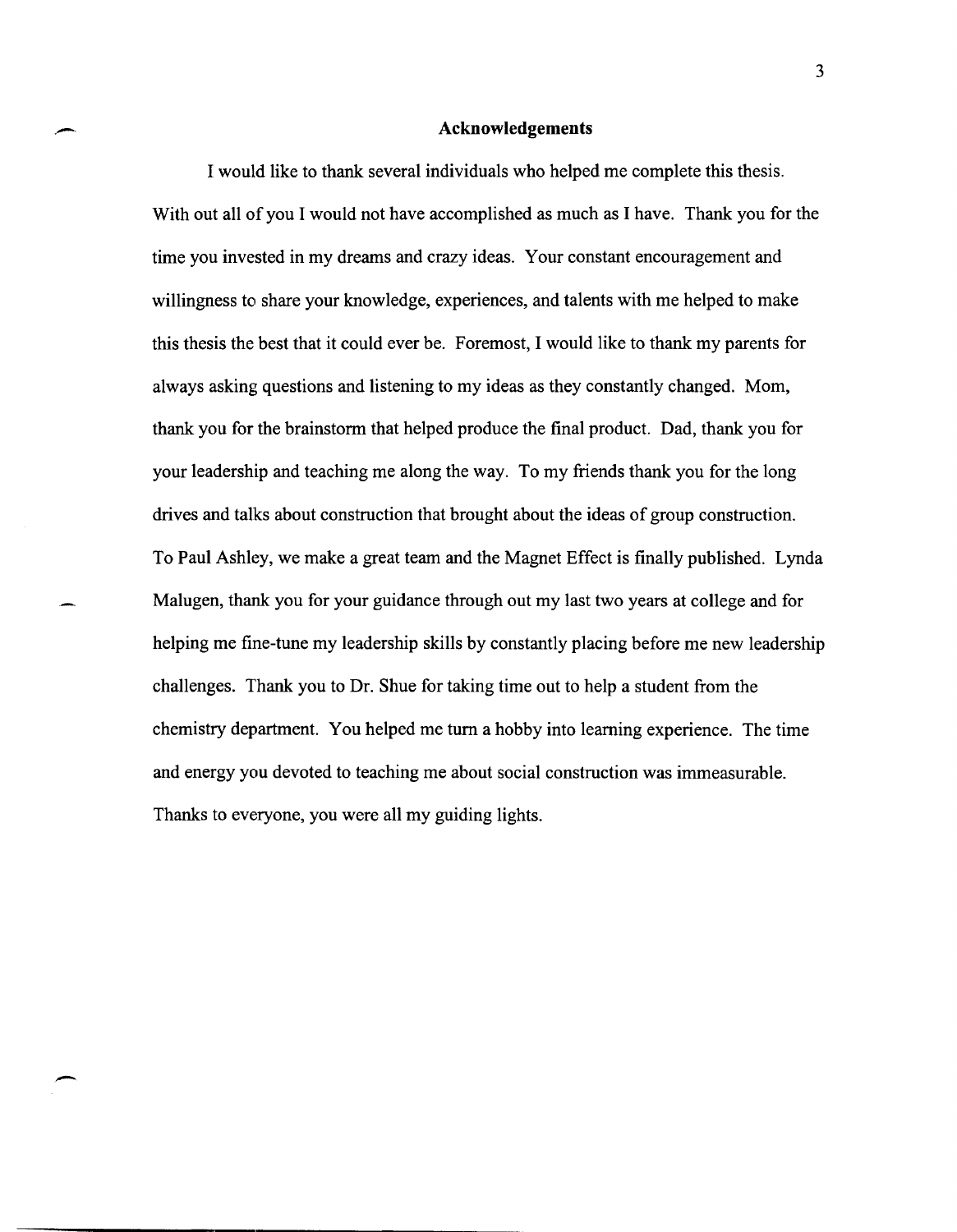# Acknowledgements

I would like to thank several individuals who helped me complete this thesis. With out all of you I would not have accomplished as much as I have. Thank you for the time you invested in my dreams and crazy ideas. Your constant encouragement and willingness to share your knowledge, experiences, and talents with me helped to make this thesis the best that it could ever be. Foremost, I would like to thank my parents for always asking questions and listening to my ideas as they constantly changed. Mom, thank you for the brainstorm that helped produce the final product. Dad, thank you for your leadership and teaching me along the way. To my friends thank you for the long drives and talks about construction that brought about the ideas of group construction. To Paul Ashley, we make a great team and the Magnet Effect is finally published. Lynda Malugen, thank you for your guidance through out my last two years at college and for helping me fine-tune my leadership skills by constantly placing before me new leadership challenges. Thank you to Dr. Shue for taking time out to help a student from the chemistry department. You helped me turn a hobby into learning experience. The time and energy you devoted to teaching me about social construction was immeasurable. Thanks to everyone, you were all my guiding lights.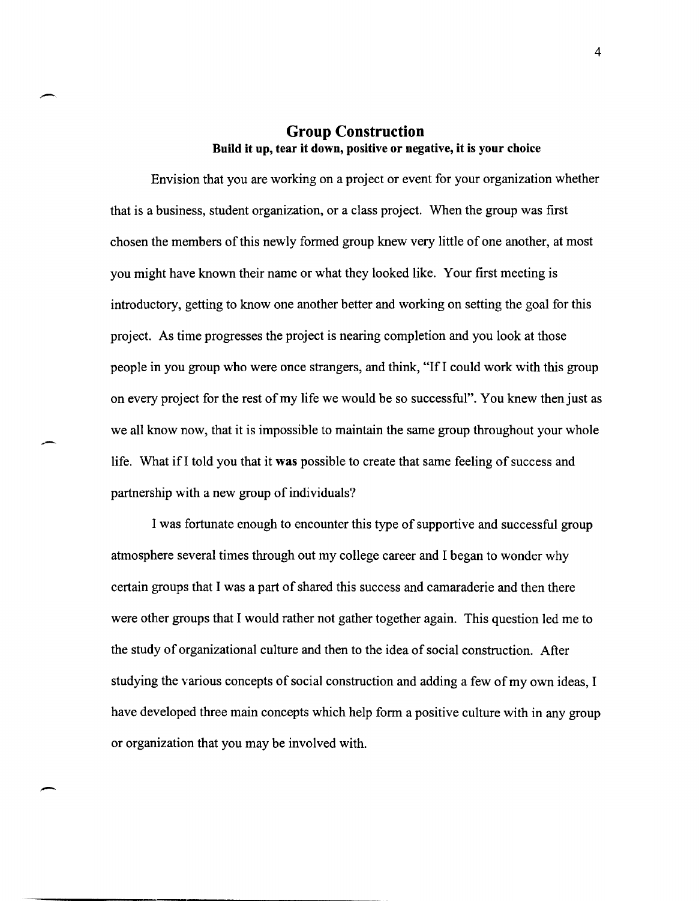## Group Construction

**Build it up, tear it down, positive or negative, it is your choice**

Envision that you are working on a project or event for your organization whether that is a business, student organization, or a class project. When the group was first chosen the members of this newly formed group knew very little of one another, at most you might have known their name or what they looked like. Your first meeting is introductory, getting to know one another better and working on setting the goal for this project. As time progresses the project is nearing completion and you look at those people in you group who were once strangers, and think, "If I could work with this group on every project for the rest of my life we would be so successful". You knew then just as we all know now, that it is impossible to maintain the same group throughout your whole life. What if I told you that it **was** possible to create that same feeling of success and partnership with a new group of individuals?

I was fortunate enough to encounter this type of supportive and successful group atmosphere several times through out my college career and I began to wonder why certain groups that I was a part of shared this success and camaraderie and then there were other groups that I would rather not gather together again. This question led me to the study of organizational culture and then to the idea of social construction. After studying the various concepts of social construction and adding a few of my own ideas, I have developed three main concepts which help form a positive culture with in any group or organization that you may be involved with.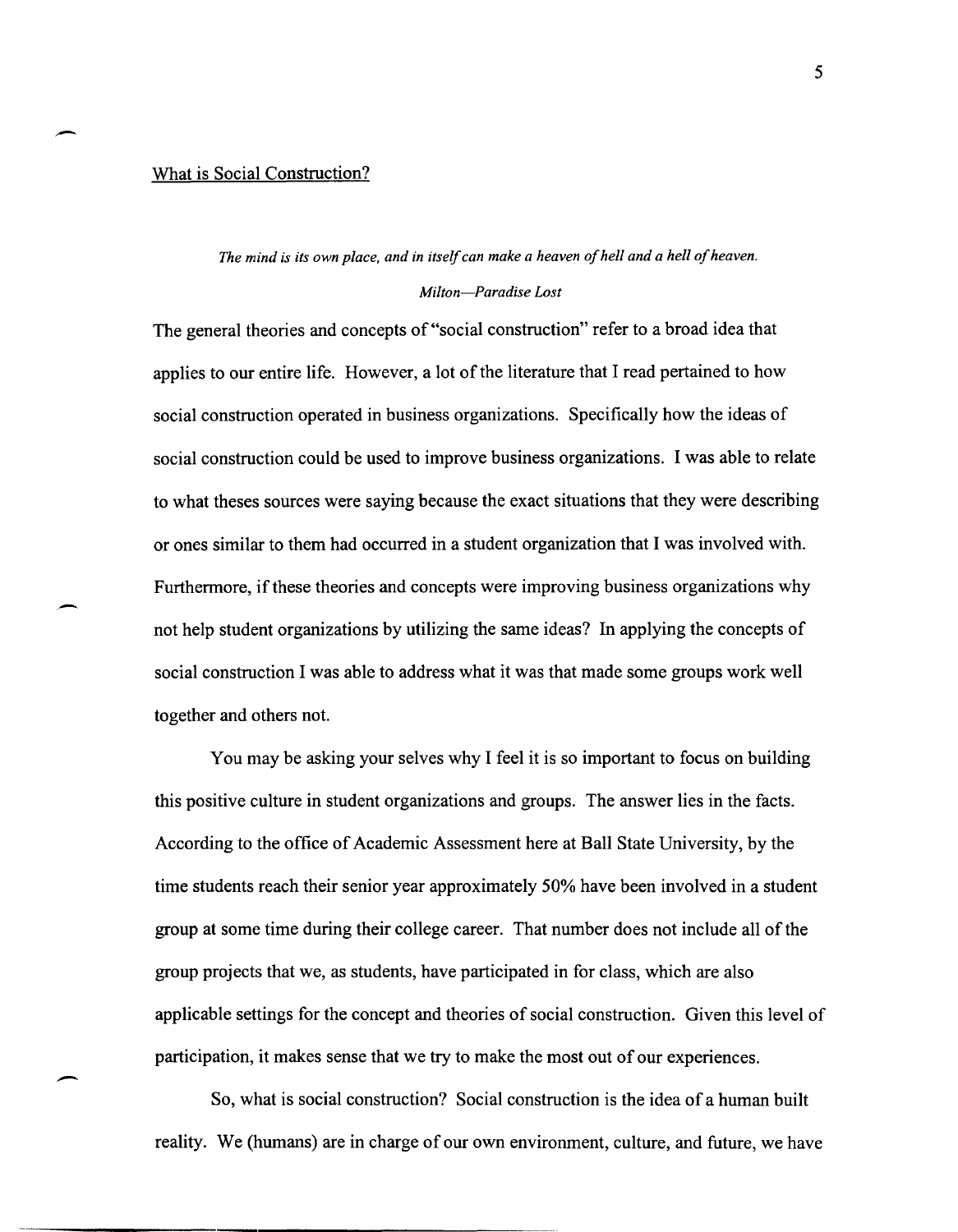## What is Social Construction?

*The mind is its own place, and in itself can make a heaven of hell and a hell of heaven.*
*Milton—Paradise Lost*

The general theories and concepts of "social construction" refer to a broad idea that applies to our entire life. However, a lot of the literature that I read pertained to how social construction operated in business organizations. Specifically how the ideas of social construction could be used to improve business organizations. I was able to relate to what theses sources were saying because the exact situations that they were describing or ones similar to them had occurred in a student organization that I was involved with. Furthermore, if these theories and concepts were improving business organizations why not help student organizations by utilizing the same ideas? In applying the concepts of social construction I was able to address what it was that made some groups work well together and others not.

You may be asking your selves why I feel it is so important to focus on building this positive culture in student organizations and groups. The answer lies in the facts. According to the office of Academic Assessment here at Ball State University, by the time students reach their senior year approximately 50% have been involved in a student group at some time during their college career. That number does not include all of the group projects that we, as students, have participated in for class, which are also applicable settings for the concept and theories of social construction. Given this level of participation, it makes sense that we try to make the most out of our experiences.

So, what is social construction? Social construction is the idea of a human built reality. We (humans) are in charge of our own environment, culture, and future, we have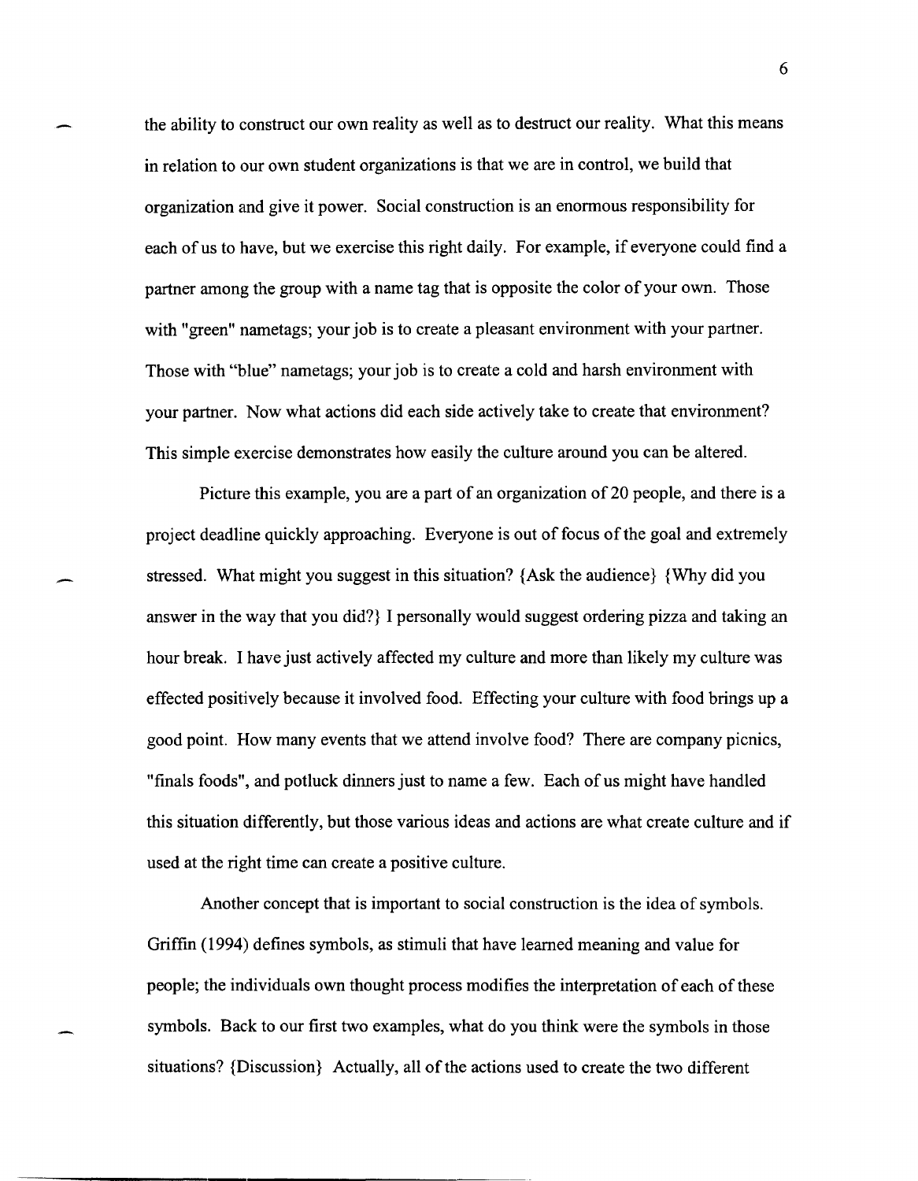the ability to construct our own reality as well as to destruct our reality. What this means in relation to our own student organizations is that we are in control, we build that organization and give it power. Social construction is an enormous responsibility for each of us to have, but we exercise this right daily. For example, if everyone could find a partner among the group with a name tag that is opposite the color of your own. Those with "green" nametags; your job is to create a pleasant environment with your partner. Those with "blue" nametags; your job is to create a cold and harsh environment with your partner. Now what actions did each side actively take to create that environment? This simple exercise demonstrates how easily the culture around you can be altered.

Picture this example, you are a part of an organization of 20 people, and there is a project deadline quickly approaching. Everyone is out of focus of the goal and extremely stressed. What might you suggest in this situation? {Ask the audience} {Why did you answer in the way that you did?} I personally would suggest ordering pizza and taking an hour break. I have just actively affected my culture and more than likely my culture was effected positively because it involved food. Effecting your culture with food brings up a good point. How many events that we attend involve food? There are company picnics, "finals foods", and potluck dinners just to name a few. Each of us might have handled this situation differently, but those various ideas and actions are what create culture and if used at the right time can create a positive culture.

Another concept that is important to social construction is the idea of symbols. Griffin (1994) defines symbols, as stimuli that have learned meaning and value for people; the individuals own thought process modifies the interpretation of each of these symbols. Back to our first two examples, what do you think were the symbols in those situations? {Discussion} Actually, all of the actions used to create the two different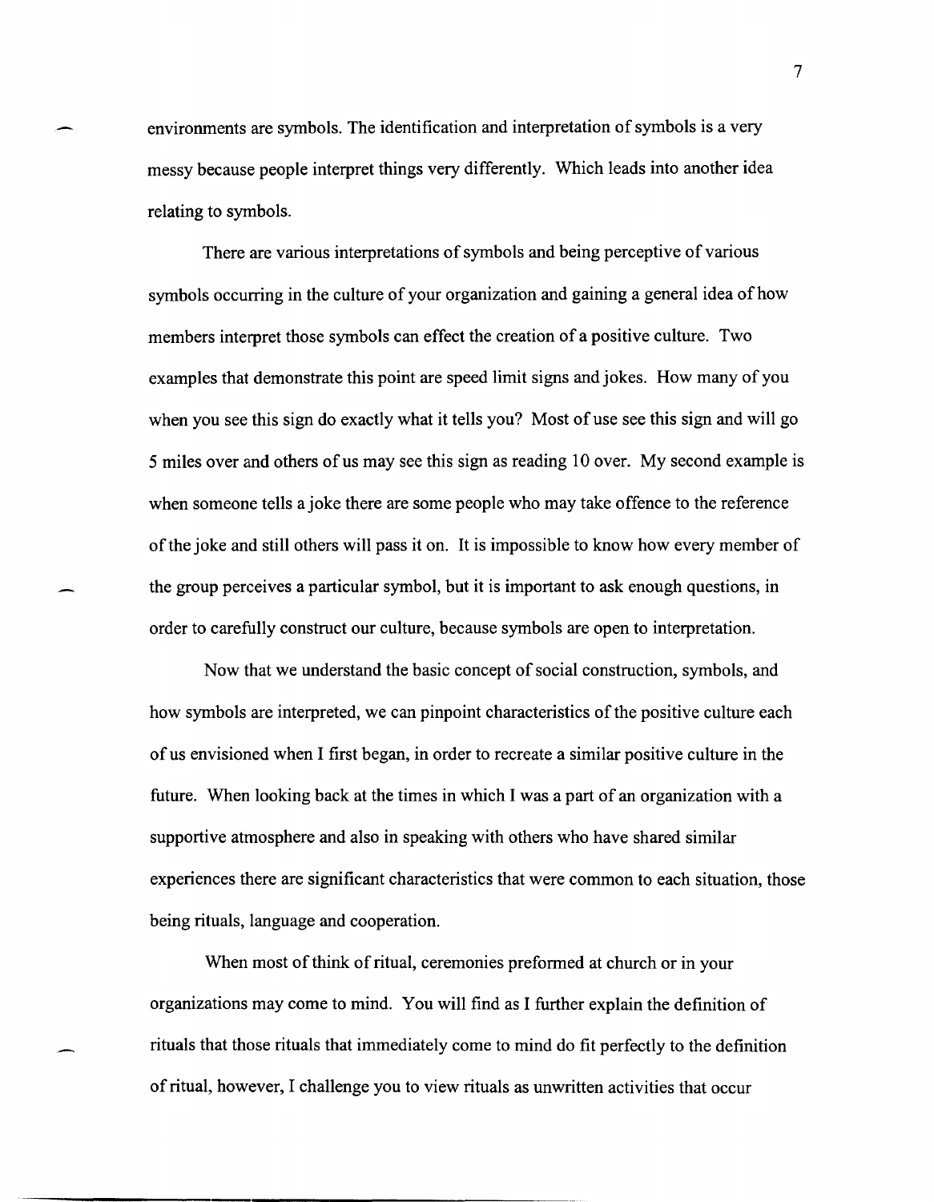environments are symbols. The identification and interpretation of symbols is a very messy because people interpret things very differently. Which leads into another idea relating to symbols.

There are various interpretations of symbols and being perceptive of various symbols occurring in the culture of your organization and gaining a general idea of how members interpret those symbols can effect the creation of a positive culture. Two examples that demonstrate this point are speed limit signs and jokes. How many of you when you see this sign do exactly what it tells you? Most of use see this sign and will go 5 miles over and others of us may see this sign as reading 10 over. My second example is when someone tells a joke there are some people who may take offence to the reference of the joke and still others will pass it on. It is impossible to know how every member of the group perceives a particular symbol, but it is important to ask enough questions, in order to carefully construct our culture, because symbols are open to interpretation.

Now that we understand the basic concept of social construction, symbols, and how symbols are interpreted, we can pinpoint characteristics of the positive culture each of us envisioned when I first began, in order to recreate a similar positive culture in the future. When looking back at the times in which I was a part of an organization with a supportive atmosphere and also in speaking with others who have shared similar experiences there are significant characteristics that were common to each situation, those being rituals, language and cooperation.

When most of think of ritual, ceremonies preformed at church or in your organizations may come to mind. You will find as I further explain the definition of rituals that those rituals that immediately come to mind do fit perfectly to the definition of ritual, however, I challenge you to view rituals as unwritten activities that occur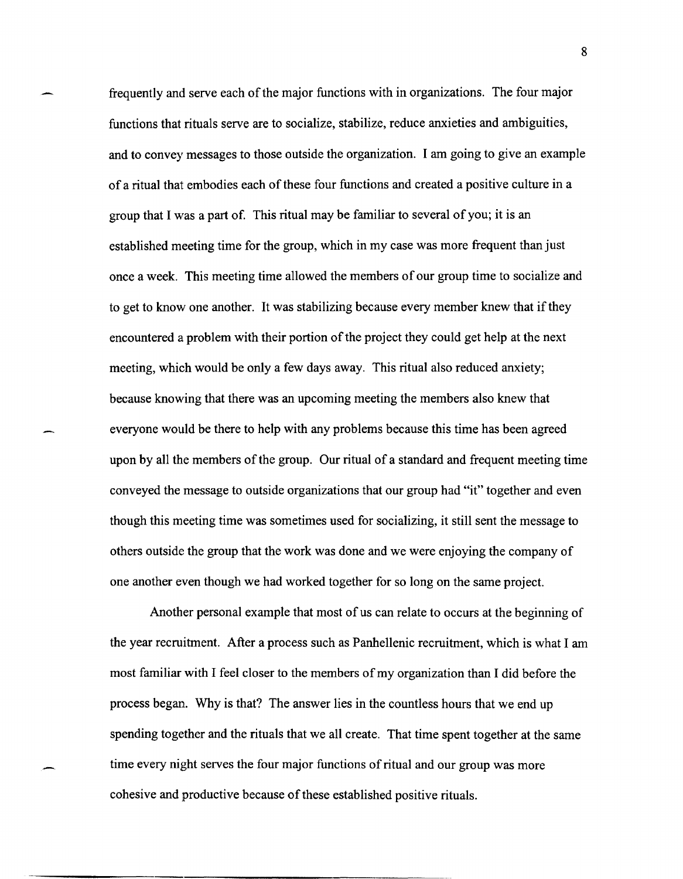frequently and serve each of the major functions with in organizations. The four major functions that rituals serve are to socialize, stabilize, reduce anxieties and ambiguities, and to convey messages to those outside the organization. I am going to give an example of a ritual that embodies each of these four functions and created a positive culture in a group that I was a part of. This ritual may be familiar to several of you; it is an established meeting time for the group, which in my case was more frequent than just once a week. This meeting time allowed the members of our group time to socialize and to get to know one another. It was stabilizing because every member knew that if they encountered a problem with their portion of the project they could get help at the next meeting, which would be only a few days away. This ritual also reduced anxiety; because knowing that there was an upcoming meeting the members also knew that everyone would be there to help with any problems because this time has been agreed upon by all the members of the group. Our ritual of a standard and frequent meeting time conveyed the message to outside organizations that our group had "it" together and even though this meeting time was sometimes used for socializing, it still sent the message to others outside the group that the work was done and we were enjoying the company of one another even though we had worked together for so long on the same project.

Another personal example that most of us can relate to occurs at the beginning of the year recruitment. After a process such as Panhellenic recruitment, which is what I am most familiar with I feel closer to the members of my organization than I did before the process began. Why is that? The answer lies in the countless hours that we end up spending together and the rituals that we all create. That time spent together at the same time every night serves the four major functions of ritual and our group was more cohesive and productive because of these established positive rituals.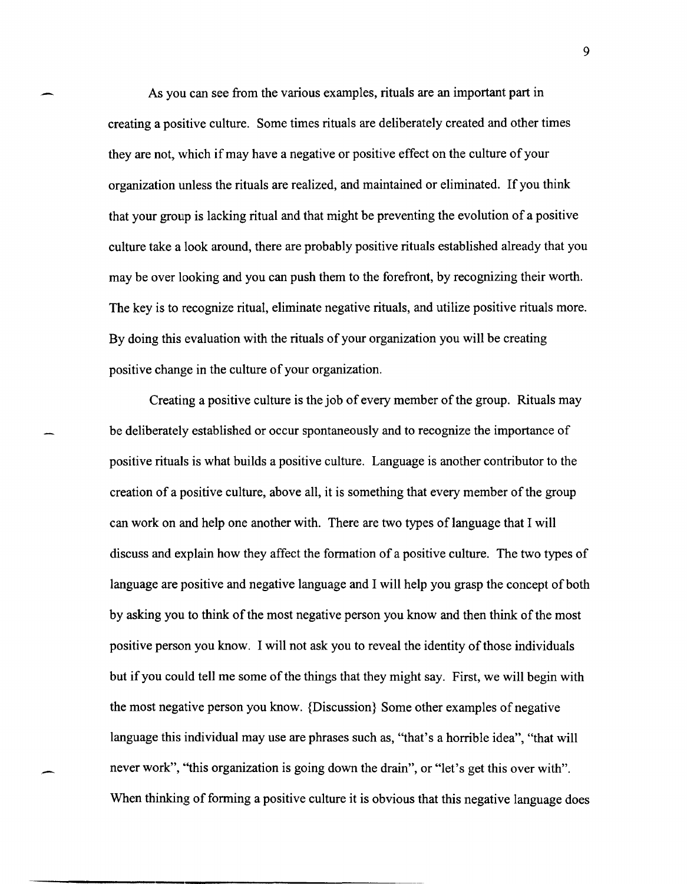As you can see from the various examples, rituals are an important part in creating a positive culture. Some times rituals are deliberately created and other times they are not, which if may have a negative or positive effect on the culture of your organization unless the rituals are realized, and maintained or eliminated. If you think that your group is lacking ritual and that might be preventing the evolution of a positive culture take a look around, there are probably positive rituals established already that you may be over looking and you can push them to the forefront, by recognizing their worth. The key is to recognize ritual, eliminate negative rituals, and utilize positive rituals more. By doing this evaluation with the rituals of your organization you will be creating positive change in the culture of your organization.

Creating a positive culture is the job of every member of the group. Rituals may be deliberately established or occur spontaneously and to recognize the importance of positive rituals is what builds a positive culture. Language is another contributor to the creation of a positive culture, above all, it is something that every member of the group can work on and help one another with. There are two types of language that I will discuss and explain how they affect the formation of a positive culture. The two types of language are positive and negative language and I will help you grasp the concept of both by asking you to think of the most negative person you know and then think of the most positive person you know. I will not ask you to reveal the identity of those individuals but if you could tell me some of the things that they might say. First, we will begin with the most negative person you know. {Discussion} Some other examples of negative language this individual may use are phrases such as, "that's a horrible idea", "that will never work", "this organization is going down the drain", or "let's get this over with". When thinking of forming a positive culture it is obvious that this negative language does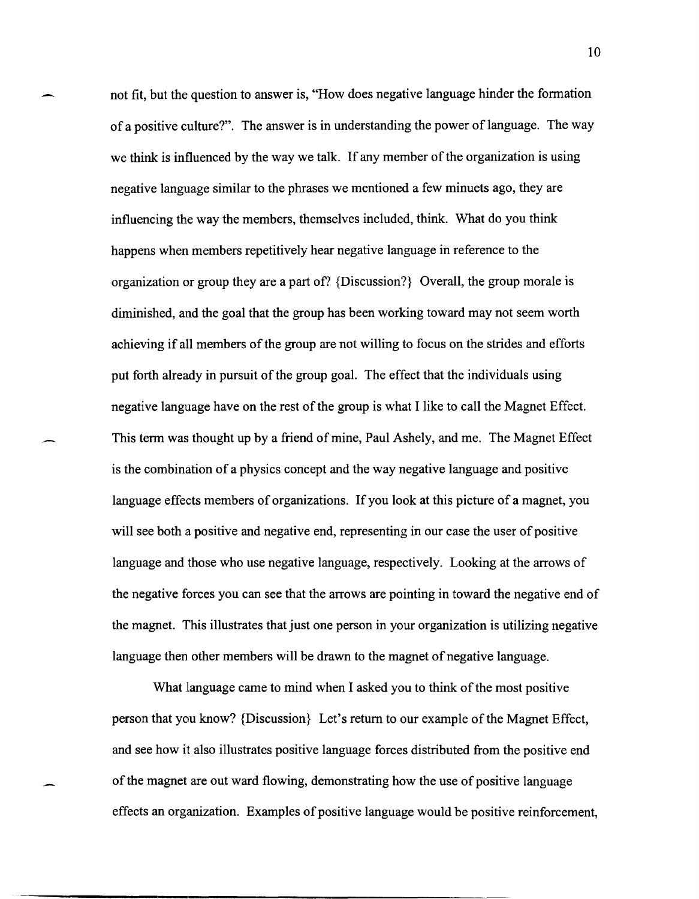not fit, but the question to answer is, "How does negative language hinder the formation of a positive culture?". The answer is in understanding the power of language. The way we think is influenced by the way we talk. If any member of the organization is using negative language similar to the phrases we mentioned a few minuets ago, they are influencing the way the members, themselves included, think. What do you think happens when members repetitively hear negative language in reference to the organization or group they are a part of? {Discussion?} Overall, the group morale is diminished, and the goal that the group has been working toward may not seem worth achieving if all members of the group are not willing to focus on the strides and efforts put forth already in pursuit of the group goal. The effect that the individuals using negative language have on the rest of the group is what I like to call the Magnet Effect. This term was thought up by a friend of mine, Paul Ashely, and me. The Magnet Effect is the combination of a physics concept and the way negative language and positive language effects members of organizations. If you look at this picture of a magnet, you will see both a positive and negative end, representing in our case the user of positive language and those who use negative language, respectively. Looking at the arrows of the negative forces you can see that the arrows are pointing in toward the negative end of the magnet. This illustrates that just one person in your organization is utilizing negative language then other members will be drawn to the magnet of negative language.

What language came to mind when I asked you to think of the most positive person that you know? {Discussion} Let's return to our example of the Magnet Effect, and see how it also illustrates positive language forces distributed from the positive end of the magnet are out ward flowing, demonstrating how the use of positive language effects an organization. Examples of positive language would be positive reinforcement,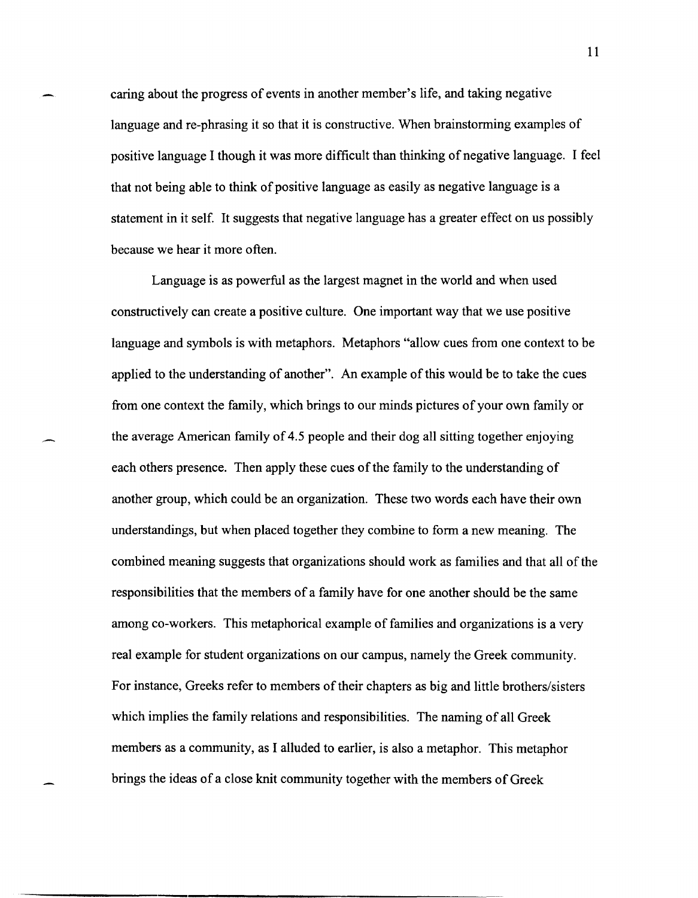caring about the progress of events in another member's life, and taking negative language and re-phrasing it so that it is constructive. When brainstorming examples of positive language I though it was more difficult than thinking of negative language. I feel that not being able to think of positive language as easily as negative language is a statement in it self. It suggests that negative language has a greater effect on us possibly because we hear it more often.

Language is as powerful as the largest magnet in the world and when used constructively can create a positive culture. One important way that we use positive language and symbols is with metaphors. Metaphors "allow cues from one context to be applied to the understanding of another". An example of this would be to take the cues from one context the family, which brings to our minds pictures of your own family or the average American family of 4.5 people and their dog all sitting together enjoying each others presence. Then apply these cues of the family to the understanding of another group, which could be an organization. These two words each have their own understandings, but when placed together they combine to form a new meaning. The combined meaning suggests that organizations should work as families and that all of the responsibilities that the members of a family have for one another should be the same among co-workers. This metaphorical example of families and organizations is a very real example for student organizations on our campus, namely the Greek community. For instance, Greeks refer to members of their chapters as big and little brothers/sisters which implies the family relations and responsibilities. The naming of all Greek members as a community, as I alluded to earlier, is also a metaphor. This metaphor brings the ideas of a close knit community together with the members of Greek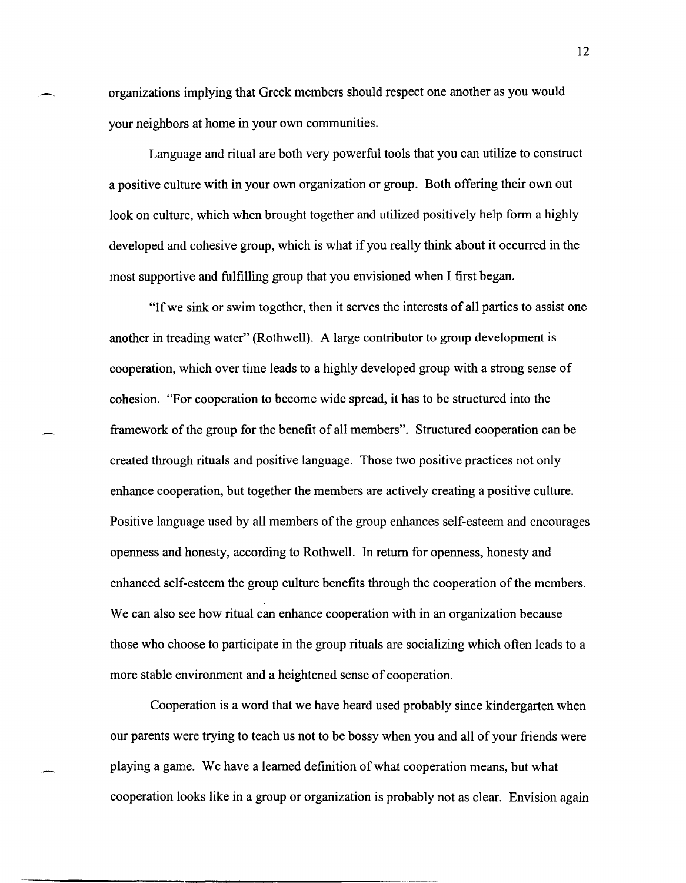organizations implying that Greek members should respect one another as you would your neighbors at home in your own communities.

Language and ritual are both very powerful tools that you can utilize to construct a positive culture with in your own organization or group. Both offering their own out look on culture, which when brought together and utilized positively help form a highly developed and cohesive group, which is what if you really think about it occurred in the most supportive and fulfilling group that you envisioned when I first began.

"If we sink or swim together, then it serves the interests of all parties to assist one another in treading water" (Rothwell). A large contributor to group development is cooperation, which over time leads to a highly developed group with a strong sense of cohesion. "For cooperation to become wide spread, it has to be structured into the framework of the group for the benefit of all members". Structured cooperation can be created through rituals and positive language. Those two positive practices not only enhance cooperation, but together the members are actively creating a positive culture. Positive language used by all members of the group enhances self-esteem and encourages openness and honesty, according to Rothwell. In return for openness, honesty and enhanced self-esteem the group culture benefits through the cooperation of the members. We can also see how ritual can enhance cooperation with in an organization because those who choose to participate in the group rituals are socializing which often leads to a more stable environment and a heightened sense of cooperation.

Cooperation is a word that we have heard used probably since kindergarten when our parents were trying to teach us not to be bossy when you and all of your friends were playing a game. We have a learned definition of what cooperation means, but what cooperation looks like in a group or organization is probably not as clear. Envision again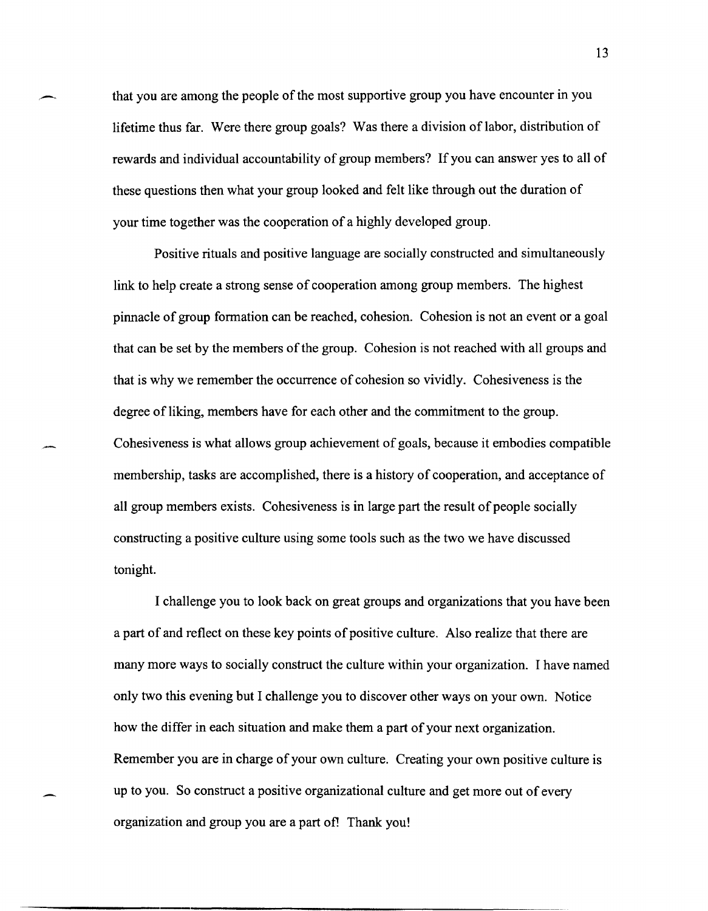that you are among the people of the most supportive group you have encounter in you lifetime thus far. Were there group goals? Was there a division of labor, distribution of rewards and individual accountability of group members? If you can answer yes to all of these questions then what your group looked and felt like through out the duration of your time together was the cooperation of a highly developed group.

Positive rituals and positive language are socially constructed and simultaneously link to help create a strong sense of cooperation among group members. The highest pinnacle of group formation can be reached, cohesion. Cohesion is not an event or a goal that can be set by the members of the group. Cohesion is not reached with all groups and that is why we remember the occurrence of cohesion so vividly. Cohesiveness is the degree of liking, members have for each other and the commitment to the group. Cohesiveness is what allows group achievement of goals, because it embodies compatible membership, tasks are accomplished, there is a history of cooperation, and acceptance of all group members exists. Cohesiveness is in large part the result of people socially constructing a positive culture using some tools such as the two we have discussed tonight.

I challenge you to look back on great groups and organizations that you have been a part of and reflect on these key points of positive culture. Also realize that there are many more ways to socially construct the culture within your organization. I have named only two this evening but I challenge you to discover other ways on your own. Notice how the differ in each situation and make them a part of your next organization. Remember you are in charge of your own culture. Creating your own positive culture is up to you. So construct a positive organizational culture and get more out of every organization and group you are a part of! Thank you!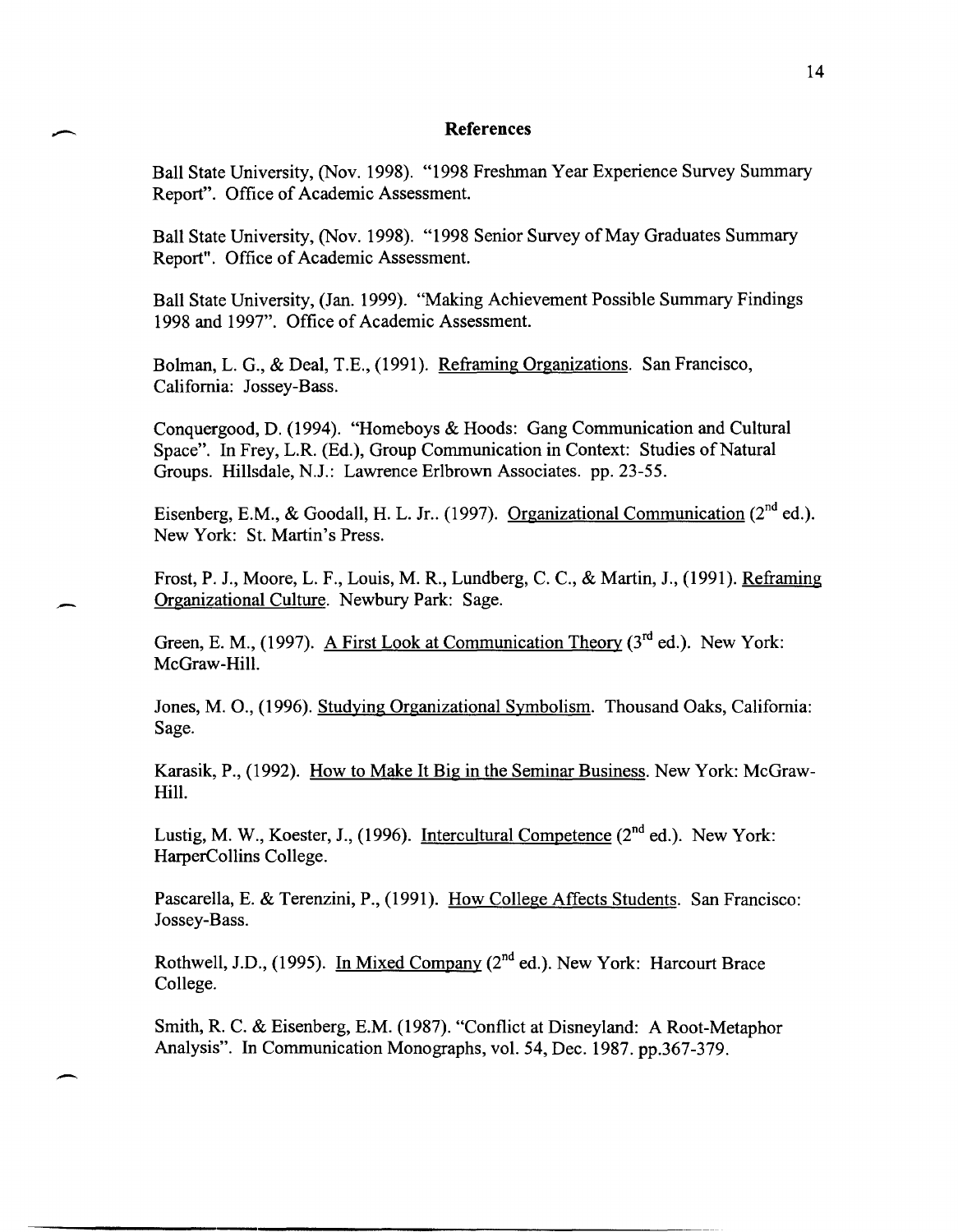# References

Ball State University, (Nov. 1998). "1998 Freshman Year Experience Survey Summary Report". Office of Academic Assessment.

Ball State University, (Nov. 1998). "1998 Senior Survey of May Graduates Summary Report". Office of Academic Assessment.

Ball State University, (Jan. 1999). "Making Achievement Possible Summary Findings 1998 and 1997". Office of Academic Assessment.

Bolman, L. G., & Deal, T.E., (1991). Reframing Organizations. San Francisco, California: Jossey-Bass.

Conquergood, D. (1994). "Homeboys & Hoods: Gang Communication and Cultural Space". In Frey, L.R. (Ed.), Group Communication in Context: Studies of Natural Groups. Hillsdale, N.J.: Lawrence Erlbrown Associates. pp. 23-55.

Eisenberg, E.M., & Goodall, H. L. Jr.. (1997). Organizational Communication (2nd ed.). New York: St. Martin's Press.

Frost, P. J., Moore, L. F., Louis, M. R., Lundberg, C. C., & Martin, J., (1991). Reframing Organizational Culture. Newbury Park: Sage.

Green, E. M., (1997). A First Look at Communication Theory (3rd ed.). New York: McGraw-Hill.

Jones, M. O., (1996). Studying Organizational Symbolism. Thousand Oaks, California: Sage.

Karasik, P., (1992). How to Make It Big in the Seminar Business. New York: McGraw-Hill.

Lustig, M. W., Koester, J., (1996). Intercultural Competence (2nd ed.). New York: HarperCollins College.

Pascarella, E. & Terenzini, P., (1991). How College Affects Students. San Francisco: Jossey-Bass.

Rothwell, J.D., (1995). In Mixed Company (2nd ed.). New York: Harcourt Brace College.

Smith, R. C. & Eisenberg, E.M. (1987). "Conflict at Disneyland: A Root-Metaphor Analysis". In Communication Monographs, vol. 54, Dec. 1987. pp.367-379.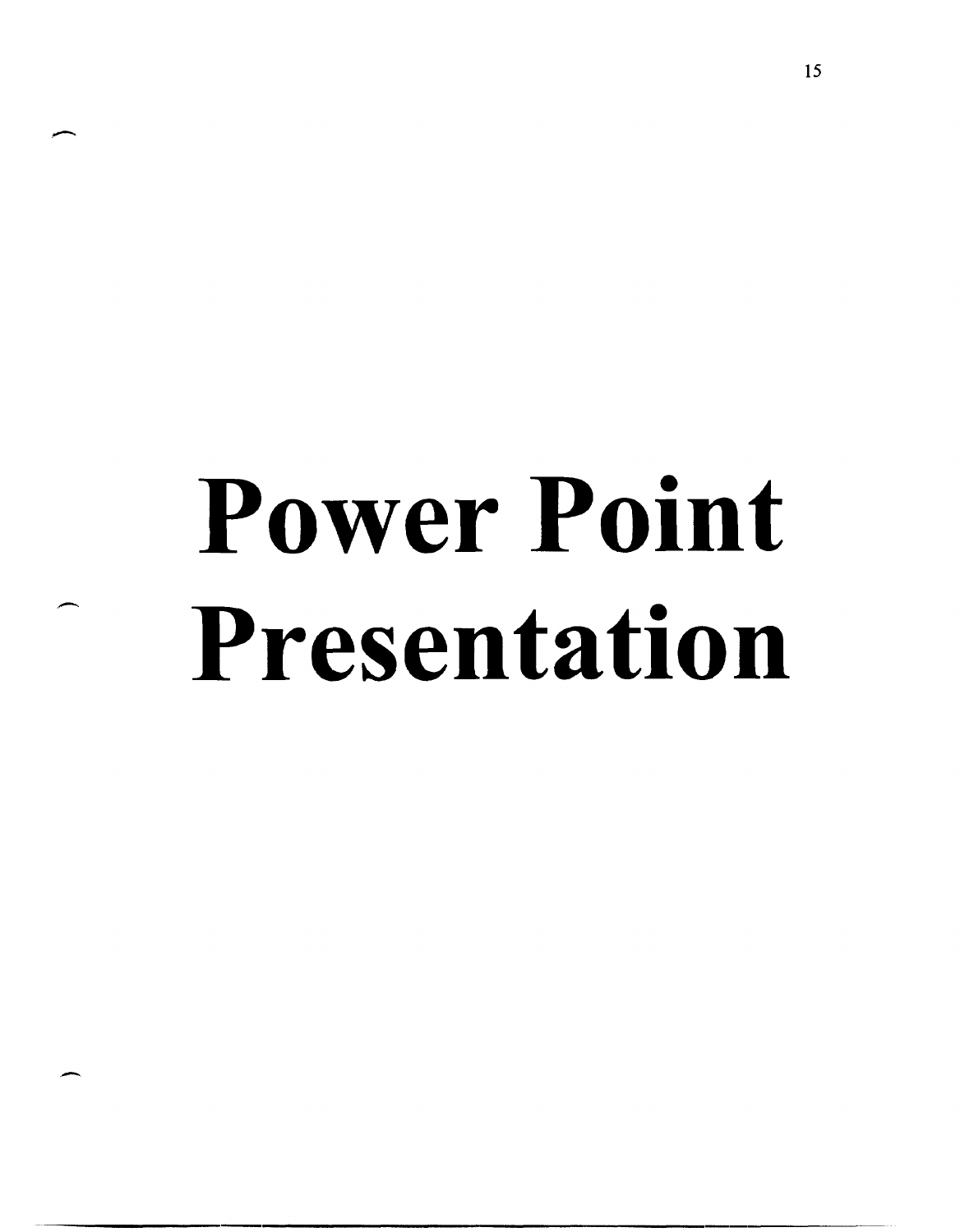# Power Point Presentation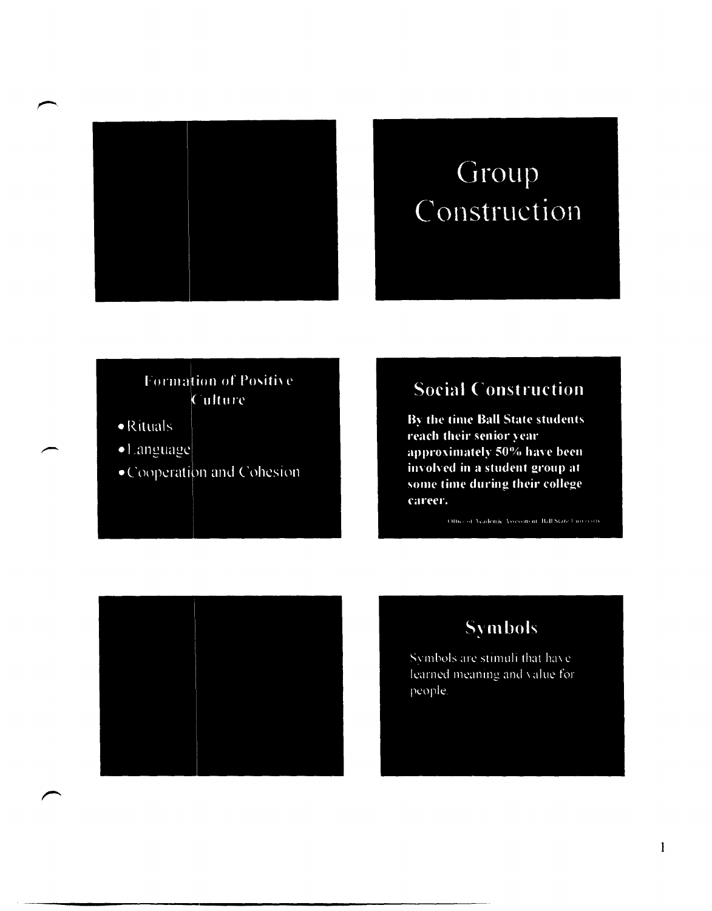# Group Construction

## Formation of Positive Culture

- Rituals
- Language
- Cooperation and Cohesion

## Social Construction

**By the time Ball State students reach their senior year approximately 50% have been involved in a student group at some time during their college career.**

Office of Academic Assessment, Ball State University

## Symbols

Symbols are stimuli that have learned meaning and value for people.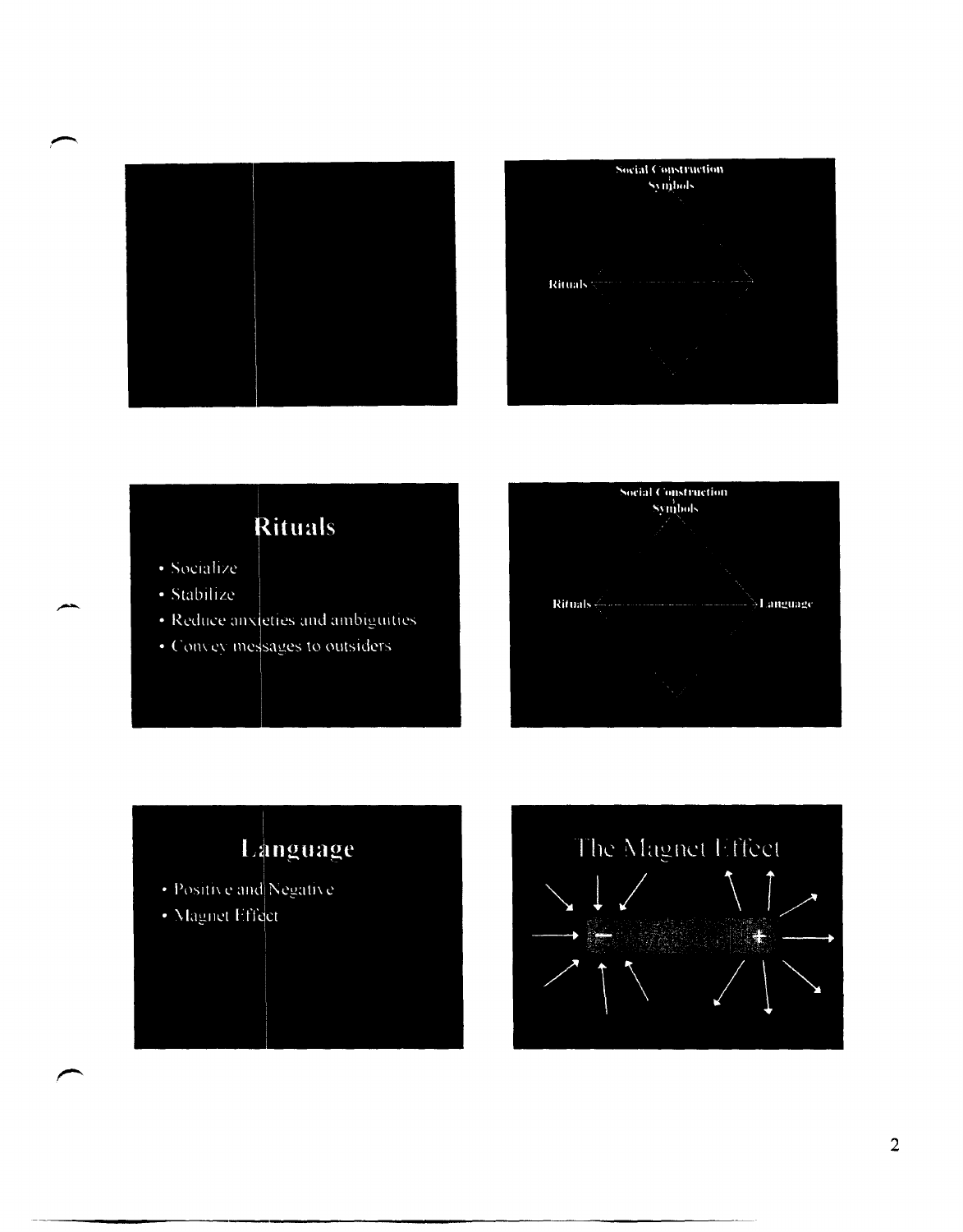Social Construction
Symbols

Rituals

## Rituals

- Socialize
- Stabilize
- Reduce anxieties and ambiguities
- Convey messages to outsiders

Social Construction
Symbols

Rituals

Language

## Language

- Positive and Negative
- Magnet Effect

## The Magnet Effect

–

+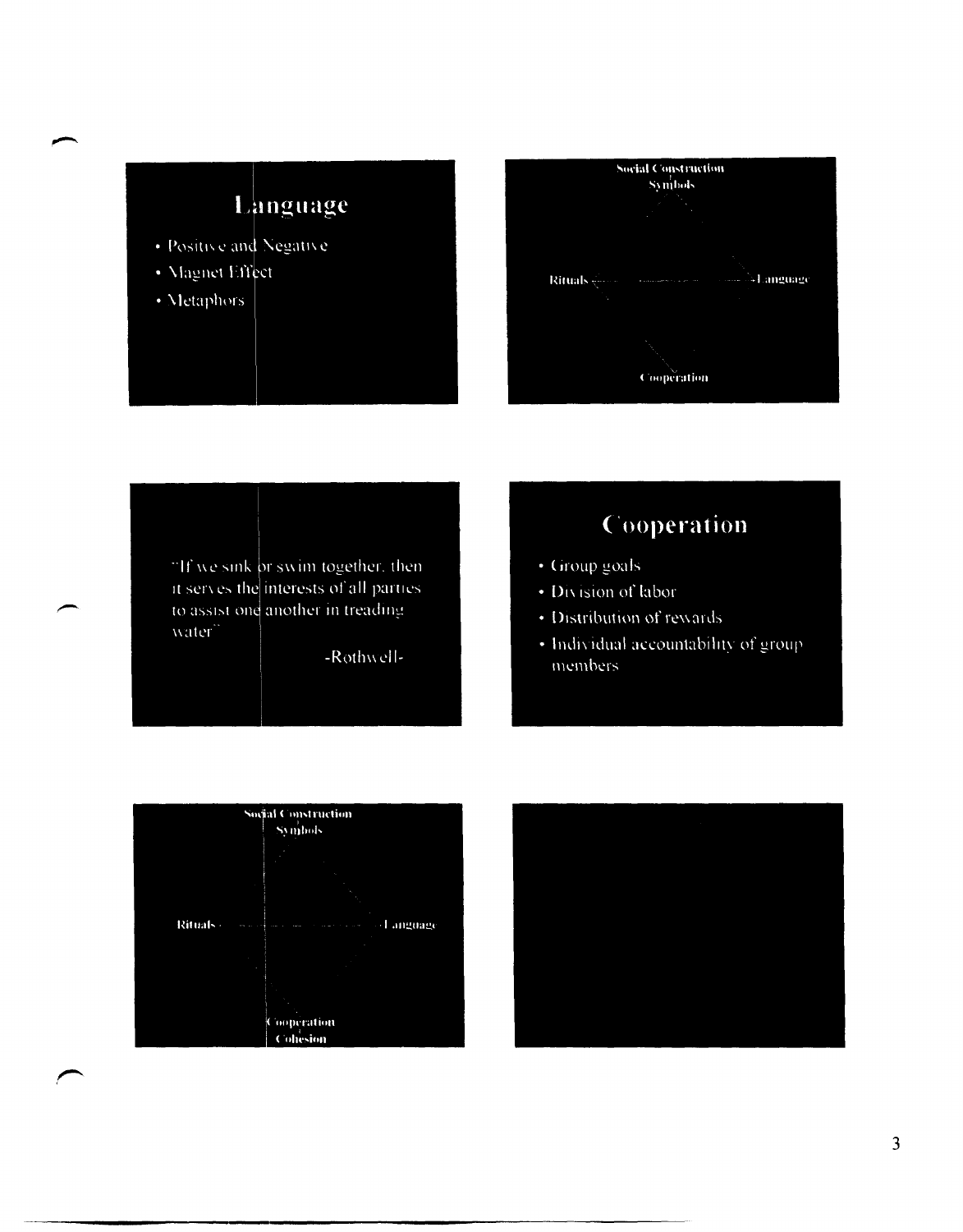## Language

- Positive and Negative
- Magnet Effect
- Metaphors

Social Construction
Symbols

Rituals — Language

Cooperation

"If we sink or swim together, then it serves the interests of all parties to assist one another in treading water"

-Rothwell-

## Cooperation

- Group goals
- Division of labor
- Distribution of rewards
- Individual accountability of group members

Social Construction
Symbols

Rituals — Language

Cooperation
Cohesion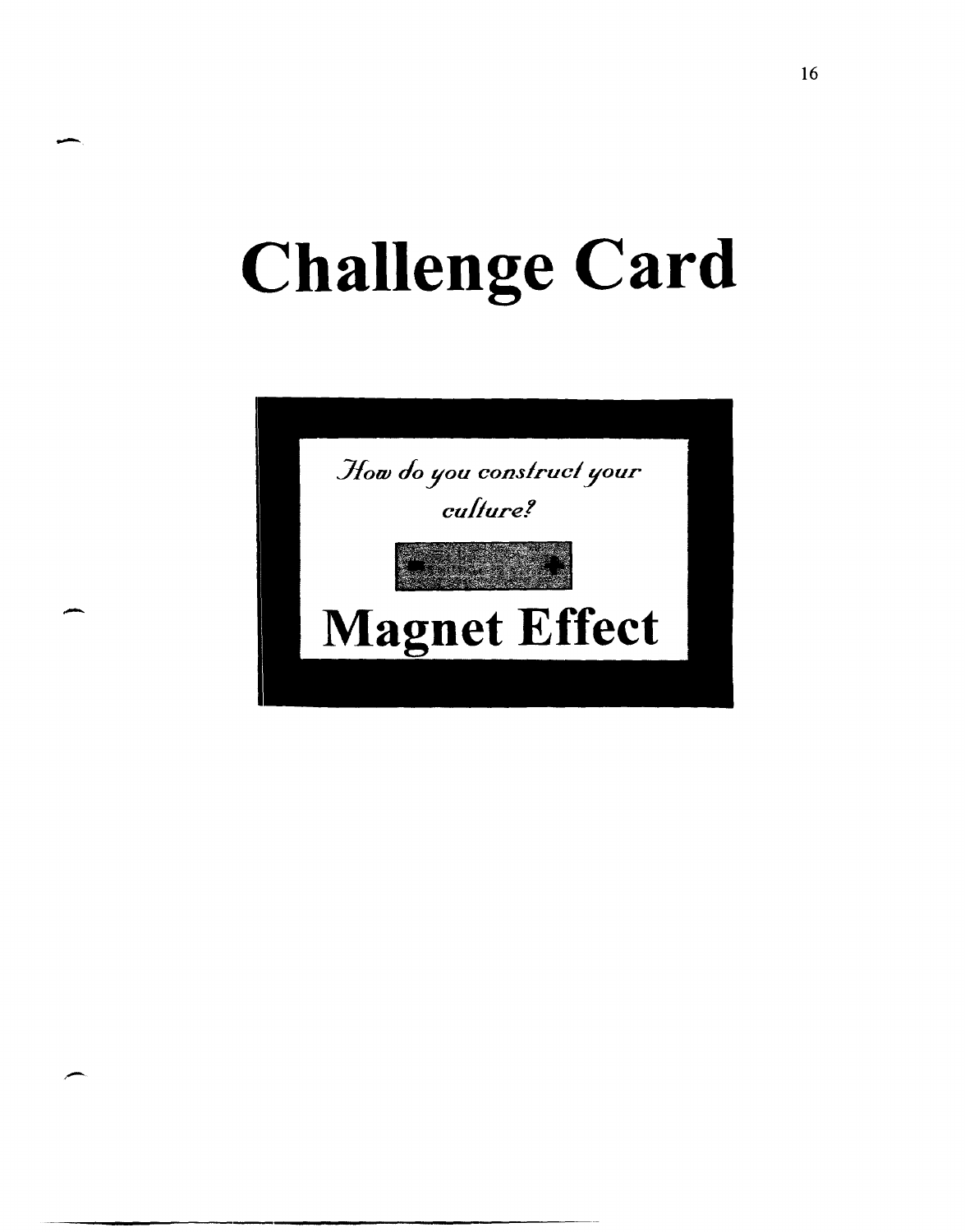# Challenge Card

*How do you construct your culture?*

\- +

**Magnet Effect**